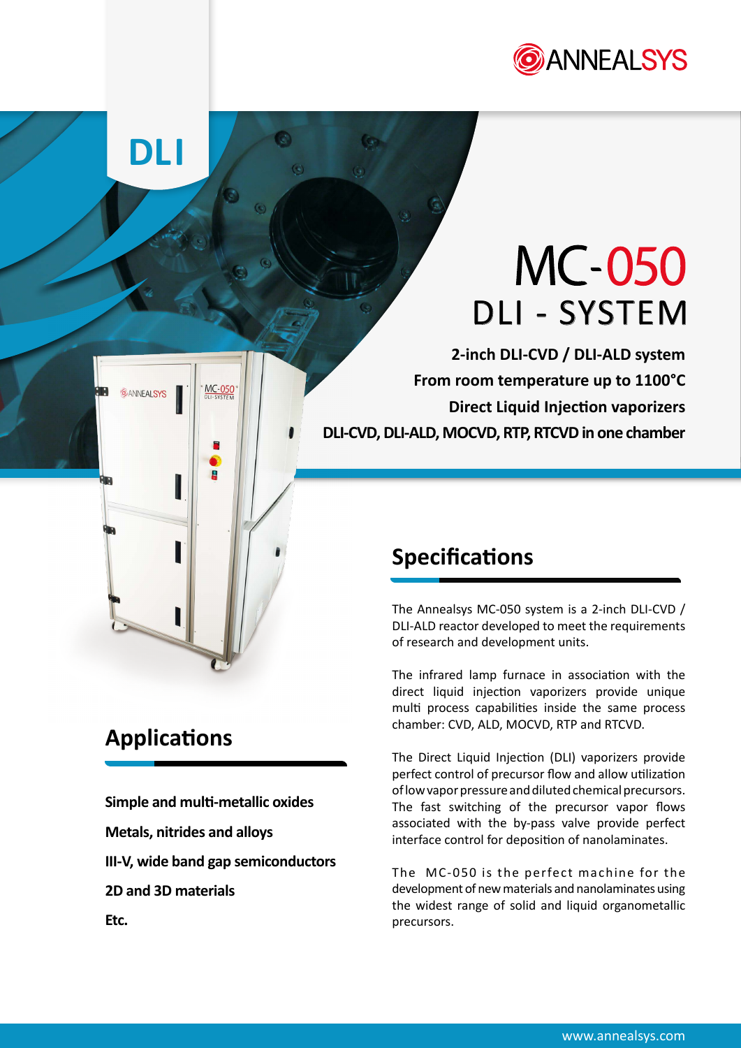ANNEALSYS

DLI

# MC-050
## DLI - SYSTEM

**2-inch DLI-CVD / DLI-ALD system**
**From room temperature up to 1100°C**
**Direct Liquid Injection vaporizers**
**DLI-CVD, DLI-ALD, MOCVD, RTP, RTCVD in one chamber**

## Applications

**Simple and multi-metallic oxides**

**Metals, nitrides and alloys**

**III-V, wide band gap semiconductors**

**2D and 3D materials**

**Etc.**

## Specifications

The Annealsys MC-050 system is a 2-inch DLI-CVD / DLI-ALD reactor developed to meet the requirements of research and development units.

The infrared lamp furnace in association with the direct liquid injection vaporizers provide unique multi process capabilities inside the same process chamber: CVD, ALD, MOCVD, RTP and RTCVD.

The Direct Liquid Injection (DLI) vaporizers provide perfect control of precursor flow and allow utilization of low vapor pressure and diluted chemical precursors. The fast switching of the precursor vapor flows associated with the by-pass valve provide perfect interface control for deposition of nanolaminates.

The MC-050 is the perfect machine for the development of new materials and nanolaminates using the widest range of solid and liquid organometallic precursors.

www.annealsys.com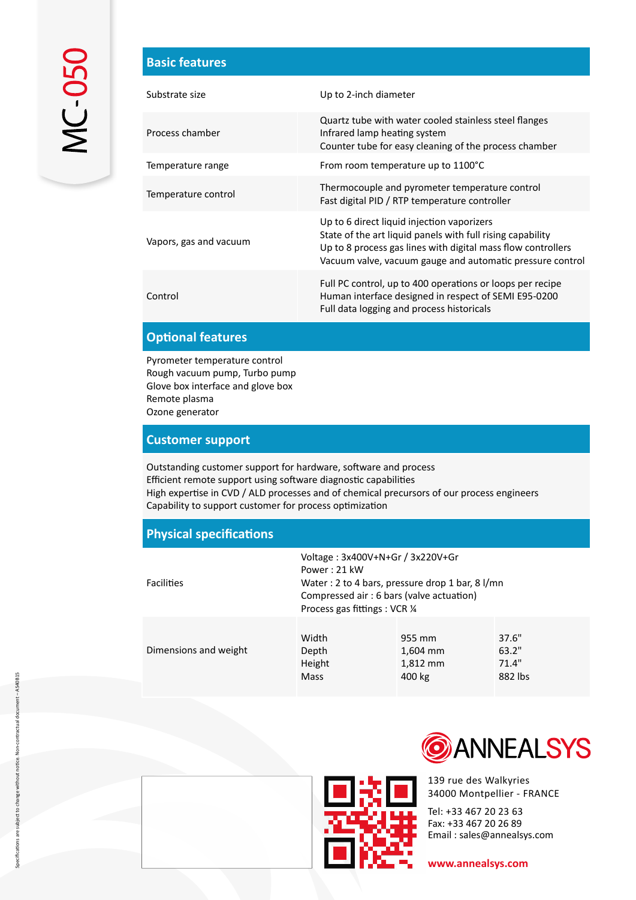# MC-050

## Basic features

| | |
|---|---|
| Substrate size | Up to 2-inch diameter |
| Process chamber | Quartz tube with water cooled stainless steel flanges<br>Infrared lamp heating system<br>Counter tube for easy cleaning of the process chamber |
| Temperature range | From room temperature up to 1100°C |
| Temperature control | Thermocouple and pyrometer temperature control<br>Fast digital PID / RTP temperature controller |
| Vapors, gas and vacuum | Up to 6 direct liquid injection vaporizers<br>State of the art liquid panels with full rising capability<br>Up to 8 process gas lines with digital mass flow controllers<br>Vacuum valve, vacuum gauge and automatic pressure control |
| Control | Full PC control, up to 400 operations or loops per recipe<br>Human interface designed in respect of SEMI E95-0200<br>Full data logging and process historicals |

## Optional features

Pyrometer temperature control
Rough vacuum pump, Turbo pump
Glove box interface and glove box
Remote plasma
Ozone generator

## Customer support

Outstanding customer support for hardware, software and process
Efficient remote support using software diagnostic capabilities
High expertise in CVD / ALD processes and of chemical precursors of our process engineers
Capability to support customer for process optimization

## Physical specifications

| | | | |
|---|---|---|---|
| Facilities | Voltage : 3x400V+N+Gr / 3x220V+Gr<br>Power : 21 kW<br>Water : 2 to 4 bars, pressure drop 1 bar, 8 l/mn<br>Compressed air : 6 bars (valve actuation)<br>Process gas fittings : VCR ¼ | | |
| Dimensions and weight | Width<br>Depth<br>Height<br>Mass | 955 mm<br>1,604 mm<br>1,812 mm<br>400 kg | 37.6"<br>63.2"<br>71.4"<br>882 lbs |

ANNEALSYS

139 rue des Walkyries
34000 Montpellier - FRANCE

Tel: +33 467 20 23 63
Fax: +33 467 20 26 89
Email : sales@annealsys.com

**www.annealsys.com**

Specifications are subject to change without notice. Non-contractual document – AS40815